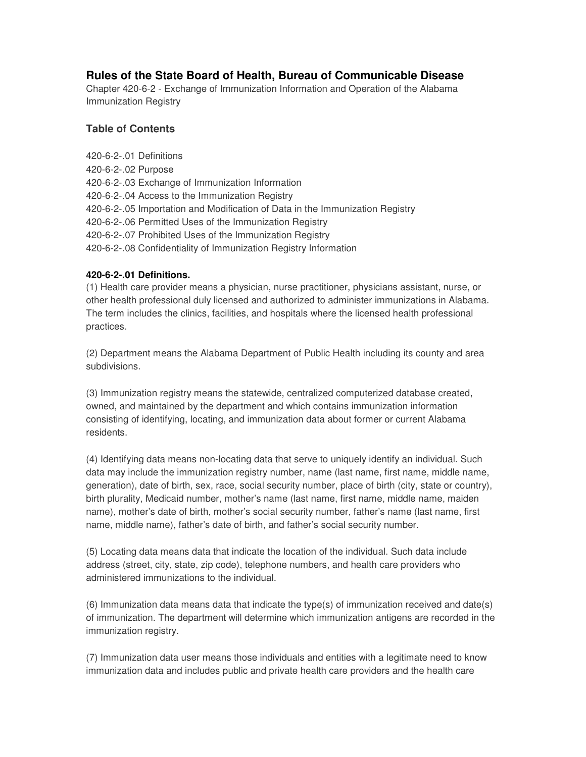## Rules of the State Board of Health, Bureau of Communicable Disease

Chapter 420-6-2 - Exchange of Immunization Information and Operation of the Alabama Immunization Registry

### Table of Contents

420-6-2-.01 Definitions
420-6-2-.02 Purpose
420-6-2-.03 Exchange of Immunization Information
420-6-2-.04 Access to the Immunization Registry
420-6-2-.05 Importation and Modification of Data in the Immunization Registry
420-6-2-.06 Permitted Uses of the Immunization Registry
420-6-2-.07 Prohibited Uses of the Immunization Registry
420-6-2-.08 Confidentiality of Immunization Registry Information

**420-6-2-.01 Definitions.**

(1) Health care provider means a physician, nurse practitioner, physicians assistant, nurse, or other health professional duly licensed and authorized to administer immunizations in Alabama. The term includes the clinics, facilities, and hospitals where the licensed health professional practices.

(2) Department means the Alabama Department of Public Health including its county and area subdivisions.

(3) Immunization registry means the statewide, centralized computerized database created, owned, and maintained by the department and which contains immunization information consisting of identifying, locating, and immunization data about former or current Alabama residents.

(4) Identifying data means non-locating data that serve to uniquely identify an individual. Such data may include the immunization registry number, name (last name, first name, middle name, generation), date of birth, sex, race, social security number, place of birth (city, state or country), birth plurality, Medicaid number, mother's name (last name, first name, middle name, maiden name), mother's date of birth, mother's social security number, father's name (last name, first name, middle name), father's date of birth, and father's social security number.

(5) Locating data means data that indicate the location of the individual. Such data include address (street, city, state, zip code), telephone numbers, and health care providers who administered immunizations to the individual.

(6) Immunization data means data that indicate the type(s) of immunization received and date(s) of immunization. The department will determine which immunization antigens are recorded in the immunization registry.

(7) Immunization data user means those individuals and entities with a legitimate need to know immunization data and includes public and private health care providers and the health care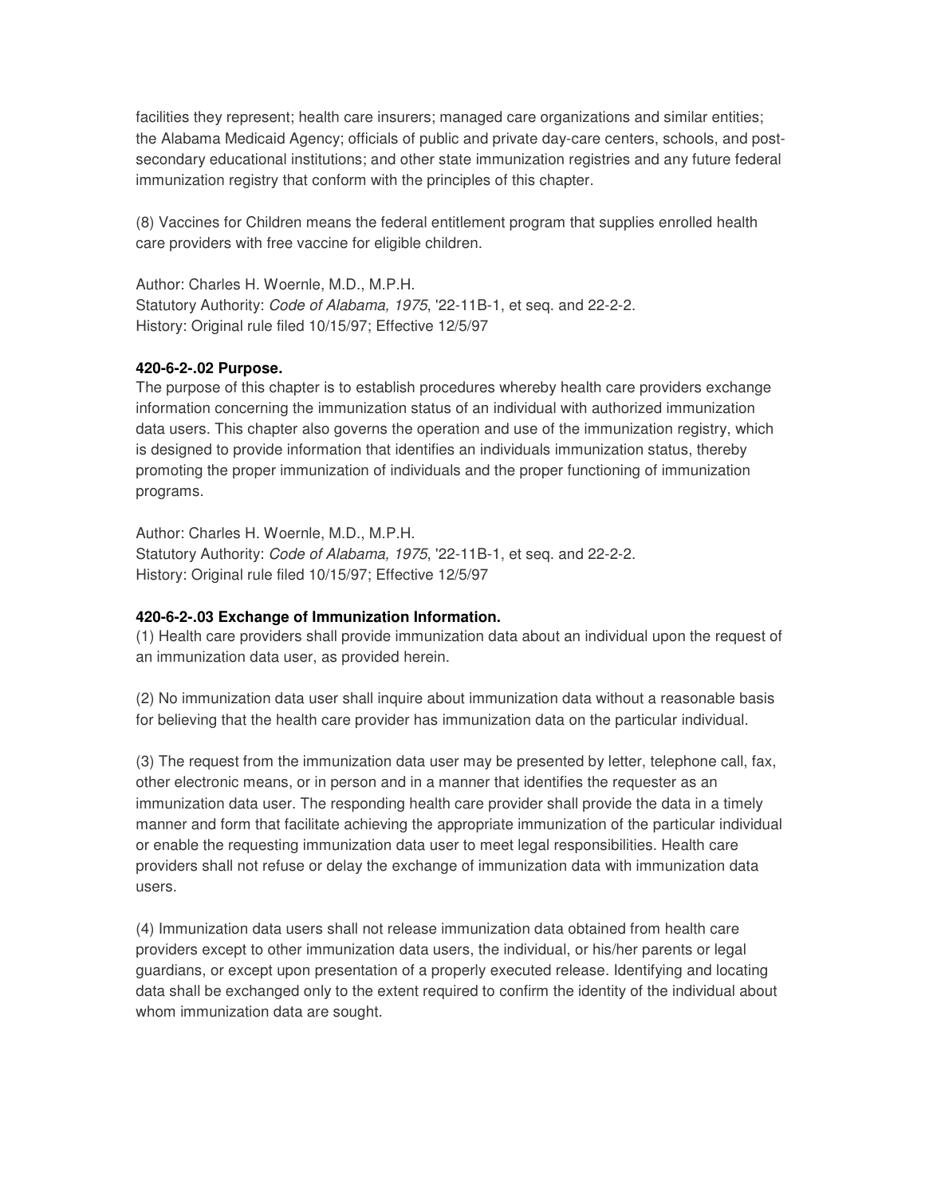facilities they represent; health care insurers; managed care organizations and similar entities; the Alabama Medicaid Agency; officials of public and private day-care centers, schools, and post-secondary educational institutions; and other state immunization registries and any future federal immunization registry that conform with the principles of this chapter.

(8) Vaccines for Children means the federal entitlement program that supplies enrolled health care providers with free vaccine for eligible children.

Author: Charles H. Woernle, M.D., M.P.H.
Statutory Authority: *Code of Alabama, 1975*, '22-11B-1, et seq. and 22-2-2.
History: Original rule filed 10/15/97; Effective 12/5/97

**420-6-2-.02 Purpose.**
The purpose of this chapter is to establish procedures whereby health care providers exchange information concerning the immunization status of an individual with authorized immunization data users. This chapter also governs the operation and use of the immunization registry, which is designed to provide information that identifies an individuals immunization status, thereby promoting the proper immunization of individuals and the proper functioning of immunization programs.

Author: Charles H. Woernle, M.D., M.P.H.
Statutory Authority: *Code of Alabama, 1975*, '22-11B-1, et seq. and 22-2-2.
History: Original rule filed 10/15/97; Effective 12/5/97

**420-6-2-.03 Exchange of Immunization Information.**
(1) Health care providers shall provide immunization data about an individual upon the request of an immunization data user, as provided herein.

(2) No immunization data user shall inquire about immunization data without a reasonable basis for believing that the health care provider has immunization data on the particular individual.

(3) The request from the immunization data user may be presented by letter, telephone call, fax, other electronic means, or in person and in a manner that identifies the requester as an immunization data user. The responding health care provider shall provide the data in a timely manner and form that facilitate achieving the appropriate immunization of the particular individual or enable the requesting immunization data user to meet legal responsibilities. Health care providers shall not refuse or delay the exchange of immunization data with immunization data users.

(4) Immunization data users shall not release immunization data obtained from health care providers except to other immunization data users, the individual, or his/her parents or legal guardians, or except upon presentation of a properly executed release. Identifying and locating data shall be exchanged only to the extent required to confirm the identity of the individual about whom immunization data are sought.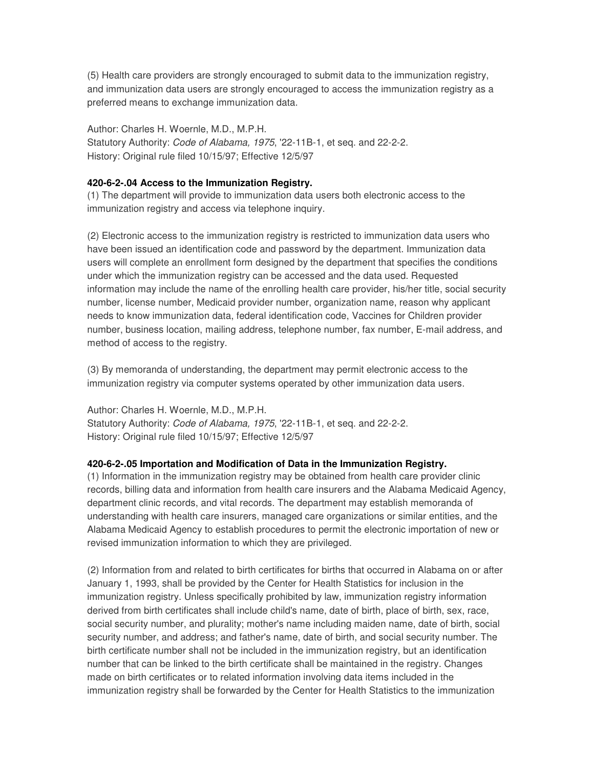(5) Health care providers are strongly encouraged to submit data to the immunization registry, and immunization data users are strongly encouraged to access the immunization registry as a preferred means to exchange immunization data.

Author: Charles H. Woernle, M.D., M.P.H.
Statutory Authority: *Code of Alabama, 1975*, '22-11B-1, et seq. and 22-2-2.
History: Original rule filed 10/15/97; Effective 12/5/97

**420-6-2-.04 Access to the Immunization Registry.**
(1) The department will provide to immunization data users both electronic access to the immunization registry and access via telephone inquiry.

(2) Electronic access to the immunization registry is restricted to immunization data users who have been issued an identification code and password by the department. Immunization data users will complete an enrollment form designed by the department that specifies the conditions under which the immunization registry can be accessed and the data used. Requested information may include the name of the enrolling health care provider, his/her title, social security number, license number, Medicaid provider number, organization name, reason why applicant needs to know immunization data, federal identification code, Vaccines for Children provider number, business location, mailing address, telephone number, fax number, E-mail address, and method of access to the registry.

(3) By memoranda of understanding, the department may permit electronic access to the immunization registry via computer systems operated by other immunization data users.

Author: Charles H. Woernle, M.D., M.P.H.
Statutory Authority: *Code of Alabama, 1975*, '22-11B-1, et seq. and 22-2-2.
History: Original rule filed 10/15/97; Effective 12/5/97

**420-6-2-.05 Importation and Modification of Data in the Immunization Registry.**
(1) Information in the immunization registry may be obtained from health care provider clinic records, billing data and information from health care insurers and the Alabama Medicaid Agency, department clinic records, and vital records. The department may establish memoranda of understanding with health care insurers, managed care organizations or similar entities, and the Alabama Medicaid Agency to establish procedures to permit the electronic importation of new or revised immunization information to which they are privileged.

(2) Information from and related to birth certificates for births that occurred in Alabama on or after January 1, 1993, shall be provided by the Center for Health Statistics for inclusion in the immunization registry. Unless specifically prohibited by law, immunization registry information derived from birth certificates shall include child's name, date of birth, place of birth, sex, race, social security number, and plurality; mother's name including maiden name, date of birth, social security number, and address; and father's name, date of birth, and social security number. The birth certificate number shall not be included in the immunization registry, but an identification number that can be linked to the birth certificate shall be maintained in the registry. Changes made on birth certificates or to related information involving data items included in the immunization registry shall be forwarded by the Center for Health Statistics to the immunization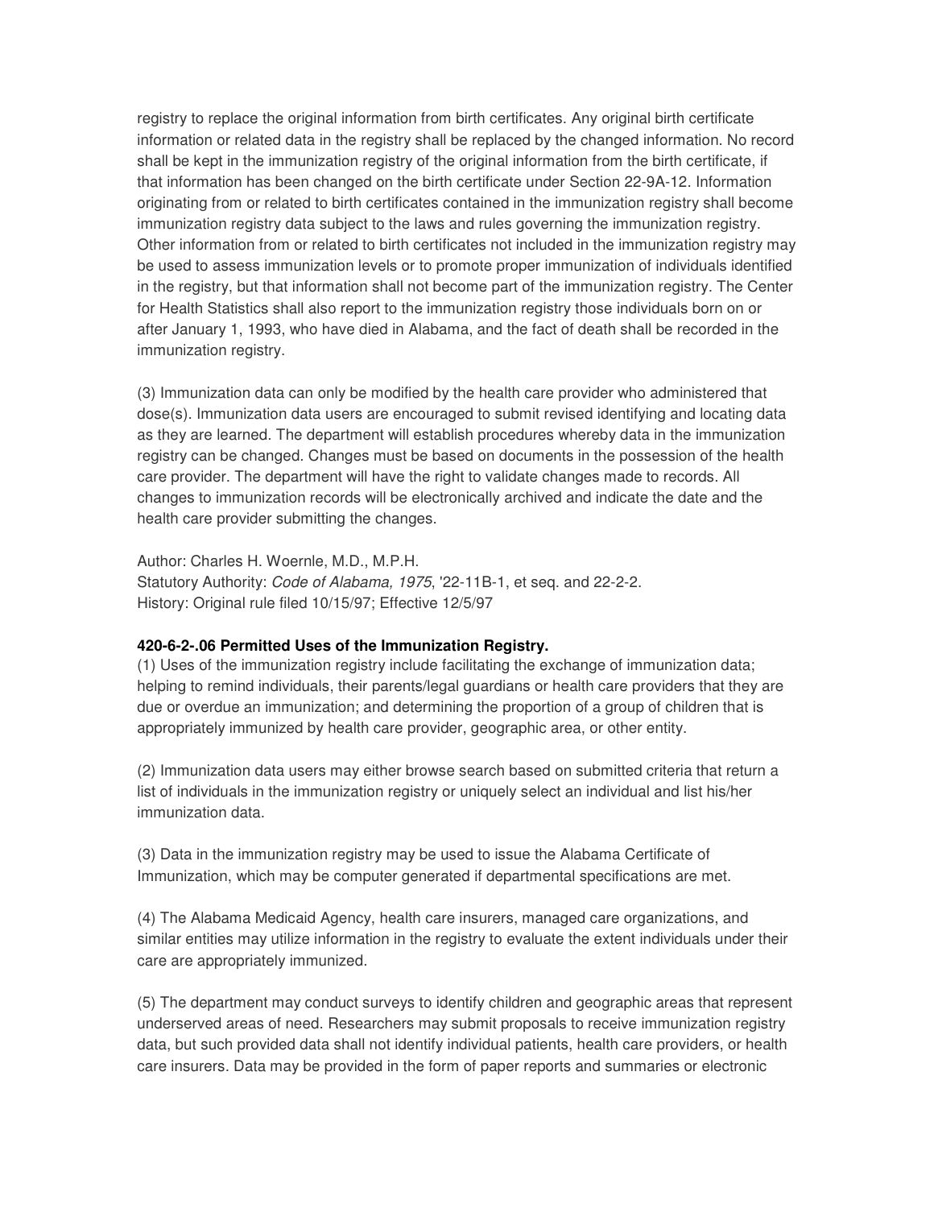registry to replace the original information from birth certificates. Any original birth certificate information or related data in the registry shall be replaced by the changed information. No record shall be kept in the immunization registry of the original information from the birth certificate, if that information has been changed on the birth certificate under Section 22-9A-12. Information originating from or related to birth certificates contained in the immunization registry shall become immunization registry data subject to the laws and rules governing the immunization registry. Other information from or related to birth certificates not included in the immunization registry may be used to assess immunization levels or to promote proper immunization of individuals identified in the registry, but that information shall not become part of the immunization registry. The Center for Health Statistics shall also report to the immunization registry those individuals born on or after January 1, 1993, who have died in Alabama, and the fact of death shall be recorded in the immunization registry.

(3) Immunization data can only be modified by the health care provider who administered that dose(s). Immunization data users are encouraged to submit revised identifying and locating data as they are learned. The department will establish procedures whereby data in the immunization registry can be changed. Changes must be based on documents in the possession of the health care provider. The department will have the right to validate changes made to records. All changes to immunization records will be electronically archived and indicate the date and the health care provider submitting the changes.

Author: Charles H. Woernle, M.D., M.P.H.
Statutory Authority: *Code of Alabama, 1975*, '22-11B-1, et seq. and 22-2-2.
History: Original rule filed 10/15/97; Effective 12/5/97

**420-6-2-.06 Permitted Uses of the Immunization Registry.**

(1) Uses of the immunization registry include facilitating the exchange of immunization data; helping to remind individuals, their parents/legal guardians or health care providers that they are due or overdue an immunization; and determining the proportion of a group of children that is appropriately immunized by health care provider, geographic area, or other entity.

(2) Immunization data users may either browse search based on submitted criteria that return a list of individuals in the immunization registry or uniquely select an individual and list his/her immunization data.

(3) Data in the immunization registry may be used to issue the Alabama Certificate of Immunization, which may be computer generated if departmental specifications are met.

(4) The Alabama Medicaid Agency, health care insurers, managed care organizations, and similar entities may utilize information in the registry to evaluate the extent individuals under their care are appropriately immunized.

(5) The department may conduct surveys to identify children and geographic areas that represent underserved areas of need. Researchers may submit proposals to receive immunization registry data, but such provided data shall not identify individual patients, health care providers, or health care insurers. Data may be provided in the form of paper reports and summaries or electronic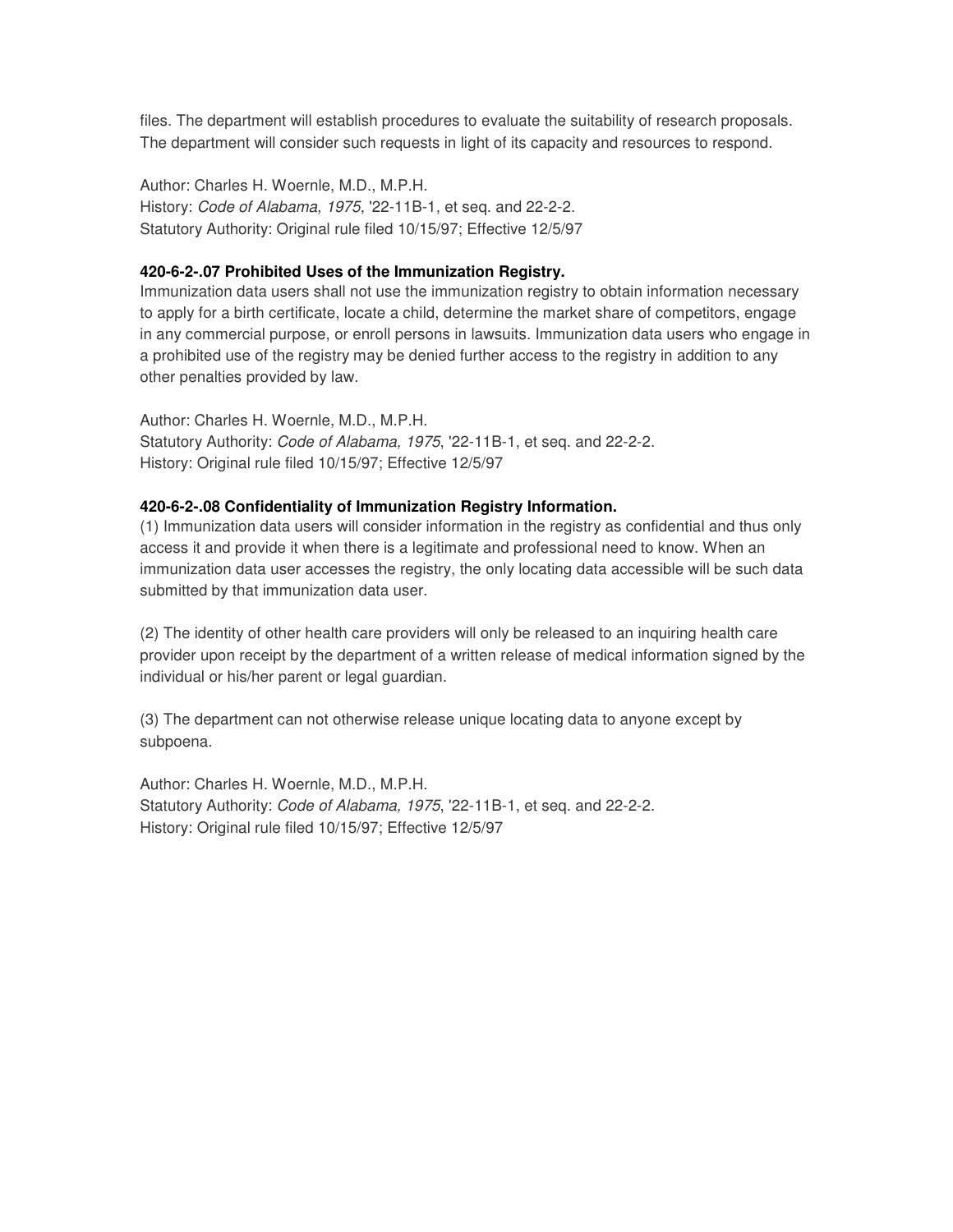files. The department will establish procedures to evaluate the suitability of research proposals. The department will consider such requests in light of its capacity and resources to respond.

Author: Charles H. Woernle, M.D., M.P.H.
History: *Code of Alabama, 1975*, '22-11B-1, et seq. and 22-2-2.
Statutory Authority: Original rule filed 10/15/97; Effective 12/5/97

**420-6-2-.07 Prohibited Uses of the Immunization Registry.**
Immunization data users shall not use the immunization registry to obtain information necessary to apply for a birth certificate, locate a child, determine the market share of competitors, engage in any commercial purpose, or enroll persons in lawsuits. Immunization data users who engage in a prohibited use of the registry may be denied further access to the registry in addition to any other penalties provided by law.

Author: Charles H. Woernle, M.D., M.P.H.
Statutory Authority: *Code of Alabama, 1975*, '22-11B-1, et seq. and 22-2-2.
History: Original rule filed 10/15/97; Effective 12/5/97

**420-6-2-.08 Confidentiality of Immunization Registry Information.**
(1) Immunization data users will consider information in the registry as confidential and thus only access it and provide it when there is a legitimate and professional need to know. When an immunization data user accesses the registry, the only locating data accessible will be such data submitted by that immunization data user.

(2) The identity of other health care providers will only be released to an inquiring health care provider upon receipt by the department of a written release of medical information signed by the individual or his/her parent or legal guardian.

(3) The department can not otherwise release unique locating data to anyone except by subpoena.

Author: Charles H. Woernle, M.D., M.P.H.
Statutory Authority: *Code of Alabama, 1975*, '22-11B-1, et seq. and 22-2-2.
History: Original rule filed 10/15/97; Effective 12/5/97